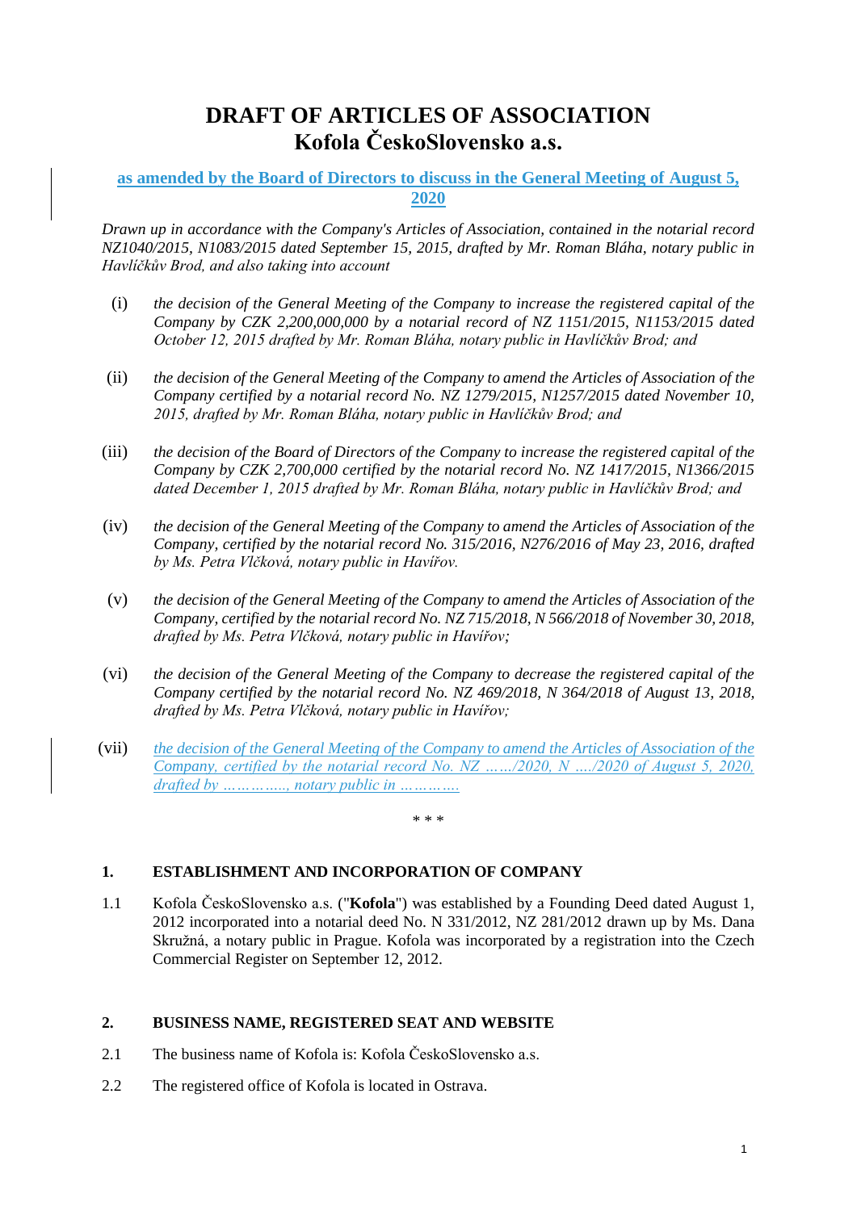# DRAFT OF ARTICLES OF ASSOCIATION
# Kofola ČeskoSlovensko a.s.

**as amended by the Board of Directors to discuss in the General Meeting of August 5, 2020**

*Drawn up in accordance with the Company's Articles of Association, contained in the notarial record NZ1040/2015, N1083/2015 dated September 15, 2015, drafted by Mr. Roman Bláha, notary public in Havlíčkův Brod, and also taking into account*

(i) *the decision of the General Meeting of the Company to increase the registered capital of the Company by CZK 2,200,000,000 by a notarial record of NZ 1151/2015, N1153/2015 dated October 12, 2015 drafted by Mr. Roman Bláha, notary public in Havlíčkův Brod; and*

(ii) *the decision of the General Meeting of the Company to amend the Articles of Association of the Company certified by a notarial record No. NZ 1279/2015, N1257/2015 dated November 10, 2015, drafted by Mr. Roman Bláha, notary public in Havlíčkův Brod; and*

(iii) *the decision of the Board of Directors of the Company to increase the registered capital of the Company by CZK 2,700,000 certified by the notarial record No. NZ 1417/2015, N1366/2015 dated December 1, 2015 drafted by Mr. Roman Bláha, notary public in Havlíčkův Brod; and*

(iv) *the decision of the General Meeting of the Company to amend the Articles of Association of the Company, certified by the notarial record No. 315/2016, N276/2016 of May 23, 2016, drafted by Ms. Petra Vlčková, notary public in Havířov.*

(v) *the decision of the General Meeting of the Company to amend the Articles of Association of the Company, certified by the notarial record No. NZ 715/2018, N 566/2018 of November 30, 2018, drafted by Ms. Petra Vlčková, notary public in Havířov;*

(vi) *the decision of the General Meeting of the Company to decrease the registered capital of the Company certified by the notarial record No. NZ 469/2018, N 364/2018 of August 13, 2018, drafted by Ms. Petra Vlčková, notary public in Havířov;*

(vii) *the decision of the General Meeting of the Company to amend the Articles of Association of the Company, certified by the notarial record No. NZ ……/2020, N …./2020 of August 5, 2020, drafted by ………….., notary public in …………*

\* \* \*

## 1. ESTABLISHMENT AND INCORPORATION OF COMPANY

1.1 Kofola ČeskoSlovensko a.s. ("**Kofola**") was established by a Founding Deed dated August 1, 2012 incorporated into a notarial deed No. N 331/2012, NZ 281/2012 drawn up by Ms. Dana Skružná, a notary public in Prague. Kofola was incorporated by a registration into the Czech Commercial Register on September 12, 2012.

## 2. BUSINESS NAME, REGISTERED SEAT AND WEBSITE

2.1 The business name of Kofola is: Kofola ČeskoSlovensko a.s.

2.2 The registered office of Kofola is located in Ostrava.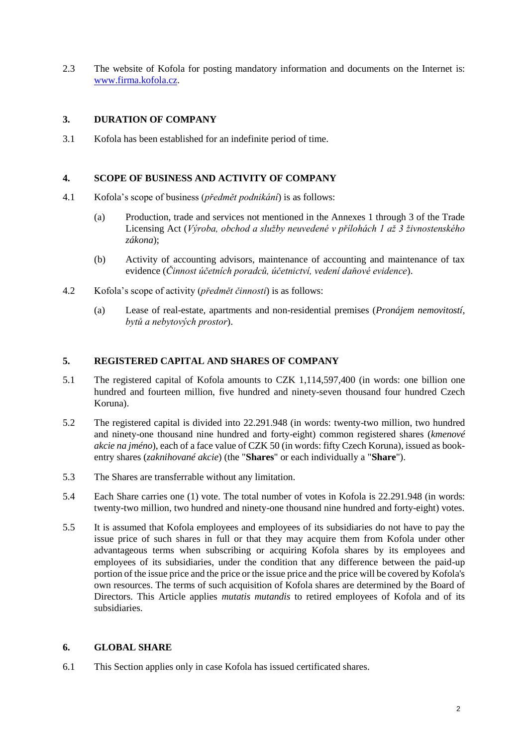2.3 The website of Kofola for posting mandatory information and documents on the Internet is: www.firma.kofola.cz.

## 3. DURATION OF COMPANY

3.1 Kofola has been established for an indefinite period of time.

## 4. SCOPE OF BUSINESS AND ACTIVITY OF COMPANY

4.1 Kofola's scope of business (*předmět podnikání*) is as follows:

(a) Production, trade and services not mentioned in the Annexes 1 through 3 of the Trade Licensing Act (*Výroba, obchod a služby neuvedené v přílohách 1 až 3 živnostenského zákona*);

(b) Activity of accounting advisors, maintenance of accounting and maintenance of tax evidence (*Činnost účetních poradců, účetnictví, vedení daňové evidence*).

4.2 Kofola's scope of activity (*předmět činnosti*) is as follows:

(a) Lease of real-estate, apartments and non-residential premises (*Pronájem nemovitostí, bytů a nebytových prostor*).

## 5. REGISTERED CAPITAL AND SHARES OF COMPANY

5.1 The registered capital of Kofola amounts to CZK 1,114,597,400 (in words: one billion one hundred and fourteen million, five hundred and ninety-seven thousand four hundred Czech Koruna).

5.2 The registered capital is divided into 22.291.948 (in words: twenty-two million, two hundred and ninety-one thousand nine hundred and forty-eight) common registered shares (*kmenové akcie na jméno*), each of a face value of CZK 50 (in words: fifty Czech Koruna), issued as book-entry shares (*zaknihované akcie*) (the "**Shares**" or each individually a "**Share**").

5.3 The Shares are transferrable without any limitation.

5.4 Each Share carries one (1) vote. The total number of votes in Kofola is 22.291.948 (in words: twenty-two million, two hundred and ninety-one thousand nine hundred and forty-eight) votes.

5.5 It is assumed that Kofola employees and employees of its subsidiaries do not have to pay the issue price of such shares in full or that they may acquire them from Kofola under other advantageous terms when subscribing or acquiring Kofola shares by its employees and employees of its subsidiaries, under the condition that any difference between the paid-up portion of the issue price and the price or the issue price and the price will be covered by Kofola's own resources. The terms of such acquisition of Kofola shares are determined by the Board of Directors. This Article applies *mutatis mutandis* to retired employees of Kofola and of its subsidiaries.

## 6. GLOBAL SHARE

6.1 This Section applies only in case Kofola has issued certificated shares.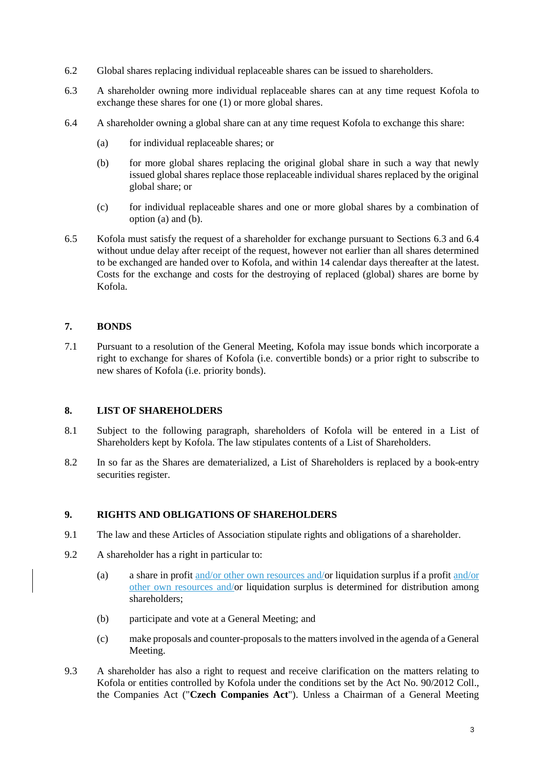6.2 Global shares replacing individual replaceable shares can be issued to shareholders.

6.3 A shareholder owning more individual replaceable shares can at any time request Kofola to exchange these shares for one (1) or more global shares.

6.4 A shareholder owning a global share can at any time request Kofola to exchange this share:

(a) for individual replaceable shares; or

(b) for more global shares replacing the original global share in such a way that newly issued global shares replace those replaceable individual shares replaced by the original global share; or

(c) for individual replaceable shares and one or more global shares by a combination of option (a) and (b).

6.5 Kofola must satisfy the request of a shareholder for exchange pursuant to Sections 6.3 and 6.4 without undue delay after receipt of the request, however not earlier than all shares determined to be exchanged are handed over to Kofola, and within 14 calendar days thereafter at the latest. Costs for the exchange and costs for the destroying of replaced (global) shares are borne by Kofola.

## 7. BONDS

7.1 Pursuant to a resolution of the General Meeting, Kofola may issue bonds which incorporate a right to exchange for shares of Kofola (i.e. convertible bonds) or a prior right to subscribe to new shares of Kofola (i.e. priority bonds).

## 8. LIST OF SHAREHOLDERS

8.1 Subject to the following paragraph, shareholders of Kofola will be entered in a List of Shareholders kept by Kofola. The law stipulates contents of a List of Shareholders.

8.2 In so far as the Shares are dematerialized, a List of Shareholders is replaced by a book-entry securities register.

## 9. RIGHTS AND OBLIGATIONS OF SHAREHOLDERS

9.1 The law and these Articles of Association stipulate rights and obligations of a shareholder.

9.2 A shareholder has a right in particular to:

(a) a share in profit and/or other own resources and/or liquidation surplus if a profit and/or other own resources and/or liquidation surplus is determined for distribution among shareholders;

(b) participate and vote at a General Meeting; and

(c) make proposals and counter-proposals to the matters involved in the agenda of a General Meeting.

9.3 A shareholder has also a right to request and receive clarification on the matters relating to Kofola or entities controlled by Kofola under the conditions set by the Act No. 90/2012 Coll., the Companies Act ("**Czech Companies Act**"). Unless a Chairman of a General Meeting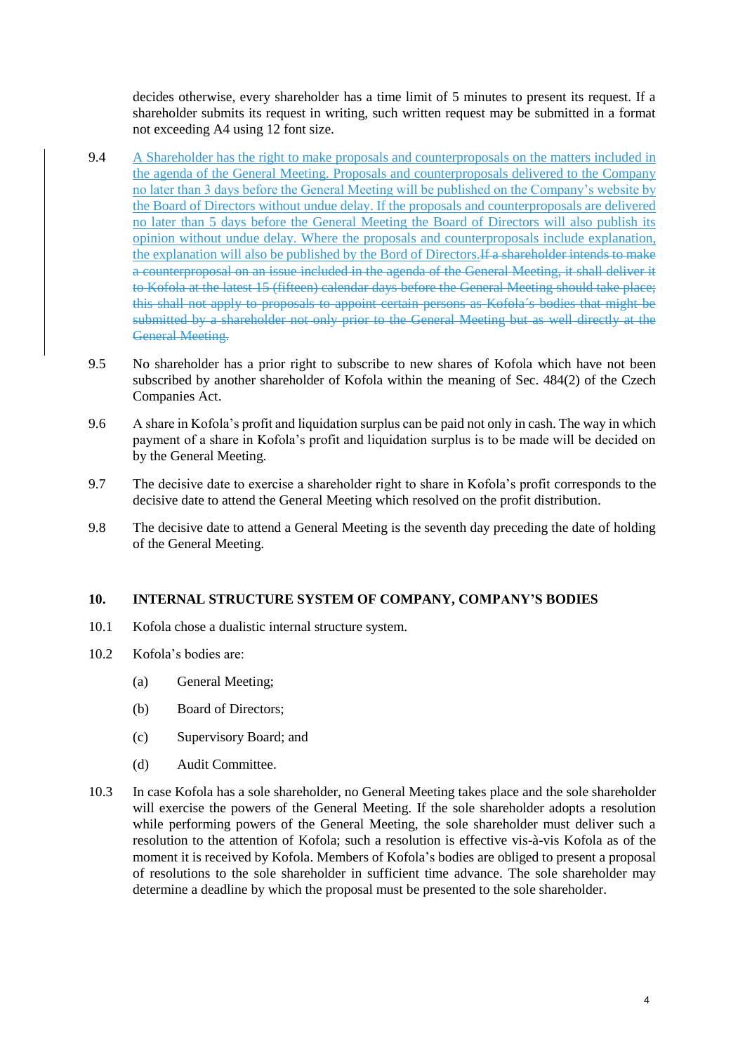decides otherwise, every shareholder has a time limit of 5 minutes to present its request. If a shareholder submits its request in writing, such written request may be submitted in a format not exceeding A4 using 12 font size.

9.4 A Shareholder has the right to make proposals and counterproposals on the matters included in the agenda of the General Meeting. Proposals and counterproposals delivered to the Company no later than 3 days before the General Meeting will be published on the Company's website by the Board of Directors without undue delay. If the proposals and counterproposals are delivered no later than 5 days before the General Meeting the Board of Directors will also publish its opinion without undue delay. Where the proposals and counterproposals include explanation, the explanation will also be published by the Bord of Directors.~~If a shareholder intends to make a counterproposal on an issue included in the agenda of the General Meeting, it shall deliver it to Kofola at the latest 15 (fifteen) calendar days before the General Meeting should take place; this shall not apply to proposals to appoint certain persons as Kofola´s bodies that might be submitted by a shareholder not only prior to the General Meeting but as well directly at the General Meeting.~~

9.5 No shareholder has a prior right to subscribe to new shares of Kofola which have not been subscribed by another shareholder of Kofola within the meaning of Sec. 484(2) of the Czech Companies Act.

9.6 A share in Kofola's profit and liquidation surplus can be paid not only in cash. The way in which payment of a share in Kofola's profit and liquidation surplus is to be made will be decided on by the General Meeting.

9.7 The decisive date to exercise a shareholder right to share in Kofola's profit corresponds to the decisive date to attend the General Meeting which resolved on the profit distribution.

9.8 The decisive date to attend a General Meeting is the seventh day preceding the date of holding of the General Meeting.

## 10. INTERNAL STRUCTURE SYSTEM OF COMPANY, COMPANY'S BODIES

10.1 Kofola chose a dualistic internal structure system.

10.2 Kofola's bodies are:

(a) General Meeting;

(b) Board of Directors;

(c) Supervisory Board; and

(d) Audit Committee.

10.3 In case Kofola has a sole shareholder, no General Meeting takes place and the sole shareholder will exercise the powers of the General Meeting. If the sole shareholder adopts a resolution while performing powers of the General Meeting, the sole shareholder must deliver such a resolution to the attention of Kofola; such a resolution is effective vis-à-vis Kofola as of the moment it is received by Kofola. Members of Kofola's bodies are obliged to present a proposal of resolutions to the sole shareholder in sufficient time advance. The sole shareholder may determine a deadline by which the proposal must be presented to the sole shareholder.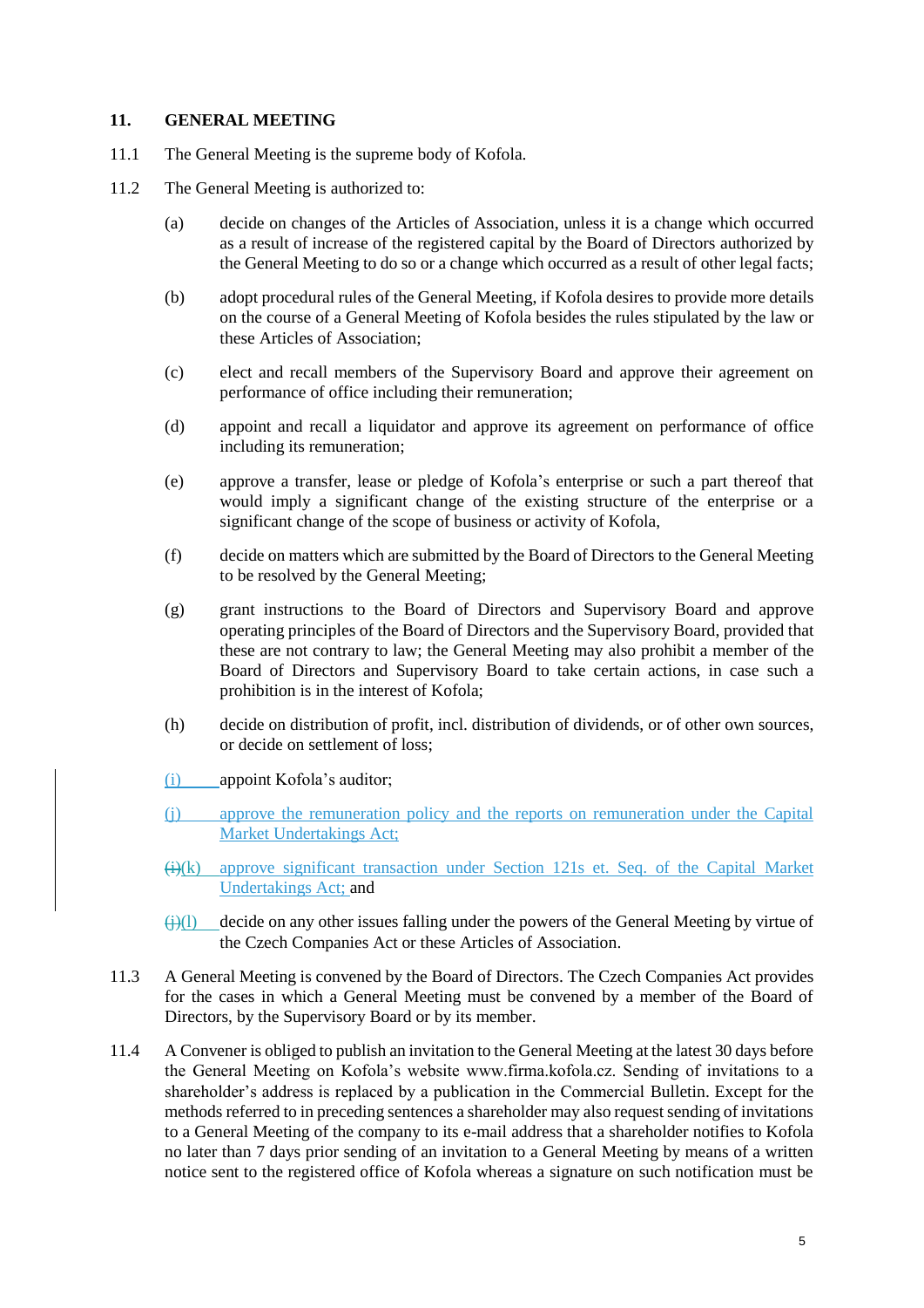## 11. GENERAL MEETING

11.1 The General Meeting is the supreme body of Kofola.

11.2 The General Meeting is authorized to:

(a) decide on changes of the Articles of Association, unless it is a change which occurred as a result of increase of the registered capital by the Board of Directors authorized by the General Meeting to do so or a change which occurred as a result of other legal facts;

(b) adopt procedural rules of the General Meeting, if Kofola desires to provide more details on the course of a General Meeting of Kofola besides the rules stipulated by the law or these Articles of Association;

(c) elect and recall members of the Supervisory Board and approve their agreement on performance of office including their remuneration;

(d) appoint and recall a liquidator and approve its agreement on performance of office including its remuneration;

(e) approve a transfer, lease or pledge of Kofola's enterprise or such a part thereof that would imply a significant change of the existing structure of the enterprise or a significant change of the scope of business or activity of Kofola,

(f) decide on matters which are submitted by the Board of Directors to the General Meeting to be resolved by the General Meeting;

(g) grant instructions to the Board of Directors and Supervisory Board and approve operating principles of the Board of Directors and the Supervisory Board, provided that these are not contrary to law; the General Meeting may also prohibit a member of the Board of Directors and Supervisory Board to take certain actions, in case such a prohibition is in the interest of Kofola;

(h) decide on distribution of profit, incl. distribution of dividends, or of other own sources, or decide on settlement of loss;

(i) appoint Kofola's auditor;

(j) approve the remuneration policy and the reports on remuneration under the Capital Market Undertakings Act;

~~(i)~~(k) approve significant transaction under Section 121s et. Seq. of the Capital Market Undertakings Act; and

~~(j)~~(l) decide on any other issues falling under the powers of the General Meeting by virtue of the Czech Companies Act or these Articles of Association.

11.3 A General Meeting is convened by the Board of Directors. The Czech Companies Act provides for the cases in which a General Meeting must be convened by a member of the Board of Directors, by the Supervisory Board or by its member.

11.4 A Convener is obliged to publish an invitation to the General Meeting at the latest 30 days before the General Meeting on Kofola's website www.firma.kofola.cz. Sending of invitations to a shareholder's address is replaced by a publication in the Commercial Bulletin. Except for the methods referred to in preceding sentences a shareholder may also request sending of invitations to a General Meeting of the company to its e-mail address that a shareholder notifies to Kofola no later than 7 days prior sending of an invitation to a General Meeting by means of a written notice sent to the registered office of Kofola whereas a signature on such notification must be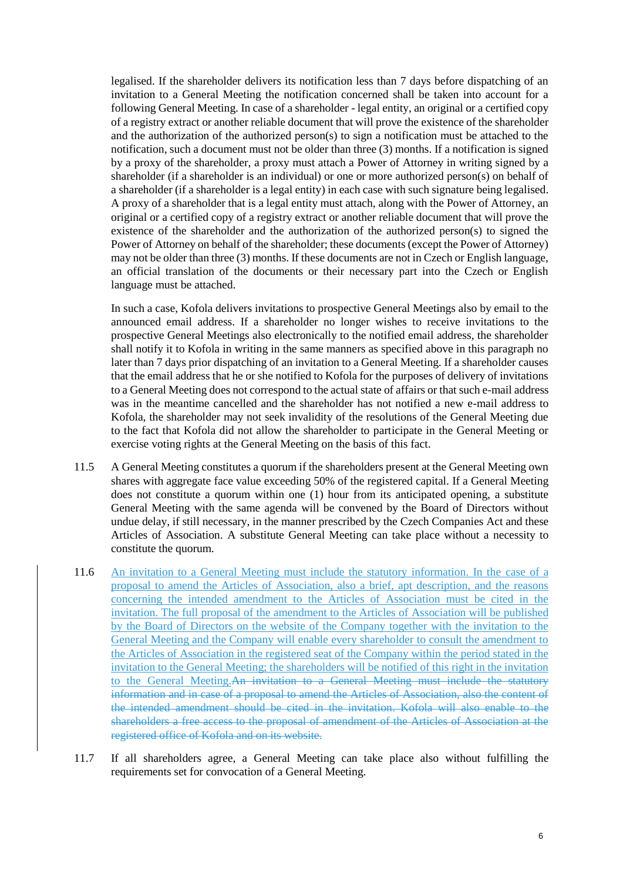legalised. If the shareholder delivers its notification less than 7 days before dispatching of an invitation to a General Meeting the notification concerned shall be taken into account for a following General Meeting. In case of a shareholder - legal entity, an original or a certified copy of a registry extract or another reliable document that will prove the existence of the shareholder and the authorization of the authorized person(s) to sign a notification must be attached to the notification, such a document must not be older than three (3) months. If a notification is signed by a proxy of the shareholder, a proxy must attach a Power of Attorney in writing signed by a shareholder (if a shareholder is an individual) or one or more authorized person(s) on behalf of a shareholder (if a shareholder is a legal entity) in each case with such signature being legalised. A proxy of a shareholder that is a legal entity must attach, along with the Power of Attorney, an original or a certified copy of a registry extract or another reliable document that will prove the existence of the shareholder and the authorization of the authorized person(s) to signed the Power of Attorney on behalf of the shareholder; these documents (except the Power of Attorney) may not be older than three (3) months. If these documents are not in Czech or English language, an official translation of the documents or their necessary part into the Czech or English language must be attached.

In such a case, Kofola delivers invitations to prospective General Meetings also by email to the announced email address. If a shareholder no longer wishes to receive invitations to the prospective General Meetings also electronically to the notified email address, the shareholder shall notify it to Kofola in writing in the same manners as specified above in this paragraph no later than 7 days prior dispatching of an invitation to a General Meeting. If a shareholder causes that the email address that he or she notified to Kofola for the purposes of delivery of invitations to a General Meeting does not correspond to the actual state of affairs or that such e-mail address was in the meantime cancelled and the shareholder has not notified a new e-mail address to Kofola, the shareholder may not seek invalidity of the resolutions of the General Meeting due to the fact that Kofola did not allow the shareholder to participate in the General Meeting or exercise voting rights at the General Meeting on the basis of this fact.

11.5 A General Meeting constitutes a quorum if the shareholders present at the General Meeting own shares with aggregate face value exceeding 50% of the registered capital. If a General Meeting does not constitute a quorum within one (1) hour from its anticipated opening, a substitute General Meeting with the same agenda will be convened by the Board of Directors without undue delay, if still necessary, in the manner prescribed by the Czech Companies Act and these Articles of Association. A substitute General Meeting can take place without a necessity to constitute the quorum.

11.6 An invitation to a General Meeting must include the statutory information. In the case of a proposal to amend the Articles of Association, also a brief, apt description, and the reasons concerning the intended amendment to the Articles of Association must be cited in the invitation. The full proposal of the amendment to the Articles of Association will be published by the Board of Directors on the website of the Company together with the invitation to the General Meeting and the Company will enable every shareholder to consult the amendment to the Articles of Association in the registered seat of the Company within the period stated in the invitation to the General Meeting; the shareholders will be notified of this right in the invitation to the General Meeting.~~An invitation to a General Meeting must include the statutory information and in case of a proposal to amend the Articles of Association, also the content of the intended amendment should be cited in the invitation. Kofola will also enable to the shareholders a free access to the proposal of amendment of the Articles of Association at the registered office of Kofola and on its website.~~

11.7 If all shareholders agree, a General Meeting can take place also without fulfilling the requirements set for convocation of a General Meeting.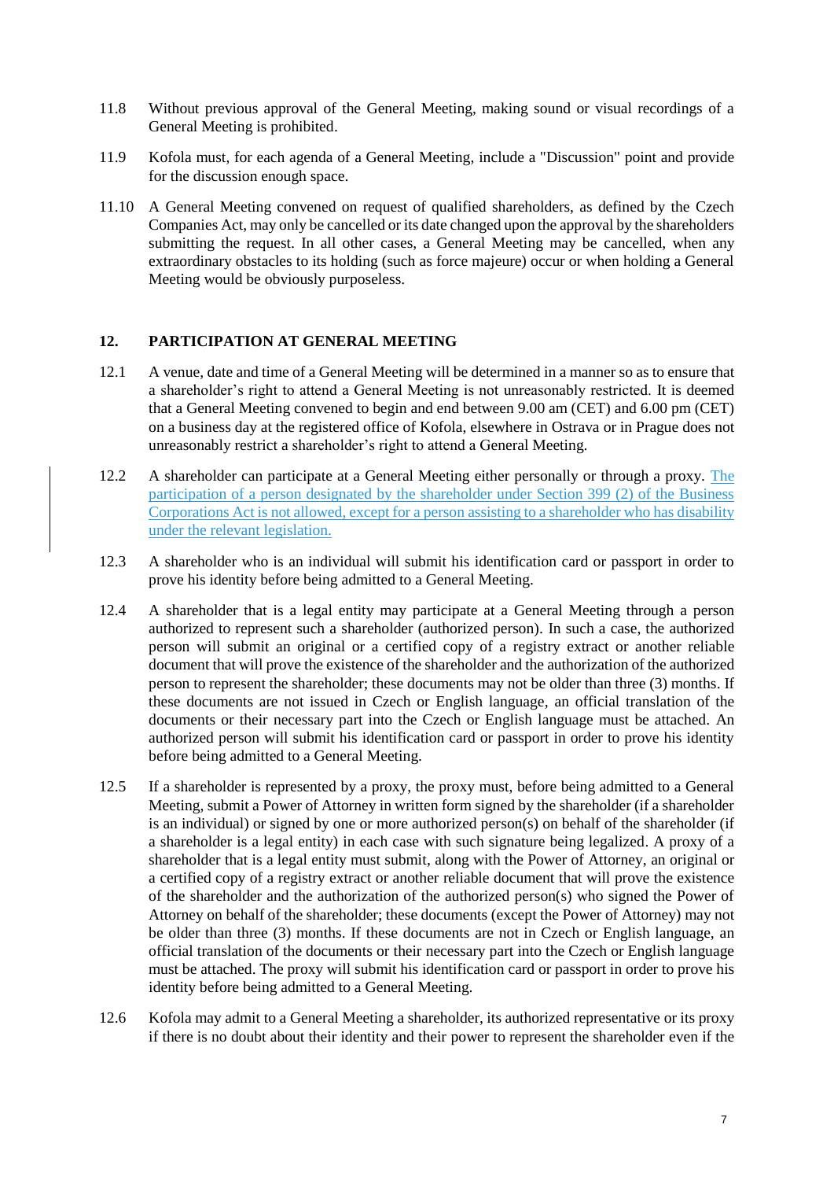11.8 Without previous approval of the General Meeting, making sound or visual recordings of a General Meeting is prohibited.

11.9 Kofola must, for each agenda of a General Meeting, include a "Discussion" point and provide for the discussion enough space.

11.10 A General Meeting convened on request of qualified shareholders, as defined by the Czech Companies Act, may only be cancelled or its date changed upon the approval by the shareholders submitting the request. In all other cases, a General Meeting may be cancelled, when any extraordinary obstacles to its holding (such as force majeure) occur or when holding a General Meeting would be obviously purposeless.

## 12. PARTICIPATION AT GENERAL MEETING

12.1 A venue, date and time of a General Meeting will be determined in a manner so as to ensure that a shareholder's right to attend a General Meeting is not unreasonably restricted. It is deemed that a General Meeting convened to begin and end between 9.00 am (CET) and 6.00 pm (CET) on a business day at the registered office of Kofola, elsewhere in Ostrava or in Prague does not unreasonably restrict a shareholder's right to attend a General Meeting.

12.2 A shareholder can participate at a General Meeting either personally or through a proxy. The participation of a person designated by the shareholder under Section 399 (2) of the Business Corporations Act is not allowed, except for a person assisting to a shareholder who has disability under the relevant legislation.

12.3 A shareholder who is an individual will submit his identification card or passport in order to prove his identity before being admitted to a General Meeting.

12.4 A shareholder that is a legal entity may participate at a General Meeting through a person authorized to represent such a shareholder (authorized person). In such a case, the authorized person will submit an original or a certified copy of a registry extract or another reliable document that will prove the existence of the shareholder and the authorization of the authorized person to represent the shareholder; these documents may not be older than three (3) months. If these documents are not issued in Czech or English language, an official translation of the documents or their necessary part into the Czech or English language must be attached. An authorized person will submit his identification card or passport in order to prove his identity before being admitted to a General Meeting.

12.5 If a shareholder is represented by a proxy, the proxy must, before being admitted to a General Meeting, submit a Power of Attorney in written form signed by the shareholder (if a shareholder is an individual) or signed by one or more authorized person(s) on behalf of the shareholder (if a shareholder is a legal entity) in each case with such signature being legalized. A proxy of a shareholder that is a legal entity must submit, along with the Power of Attorney, an original or a certified copy of a registry extract or another reliable document that will prove the existence of the shareholder and the authorization of the authorized person(s) who signed the Power of Attorney on behalf of the shareholder; these documents (except the Power of Attorney) may not be older than three (3) months. If these documents are not in Czech or English language, an official translation of the documents or their necessary part into the Czech or English language must be attached. The proxy will submit his identification card or passport in order to prove his identity before being admitted to a General Meeting.

12.6 Kofola may admit to a General Meeting a shareholder, its authorized representative or its proxy if there is no doubt about their identity and their power to represent the shareholder even if the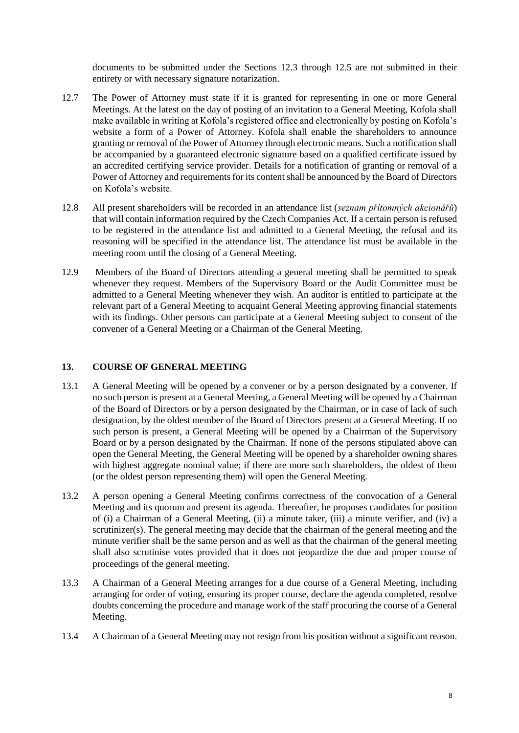documents to be submitted under the Sections 12.3 through 12.5 are not submitted in their entirety or with necessary signature notarization.

12.7 The Power of Attorney must state if it is granted for representing in one or more General Meetings. At the latest on the day of posting of an invitation to a General Meeting, Kofola shall make available in writing at Kofola's registered office and electronically by posting on Kofola's website a form of a Power of Attorney. Kofola shall enable the shareholders to announce granting or removal of the Power of Attorney through electronic means. Such a notification shall be accompanied by a guaranteed electronic signature based on a qualified certificate issued by an accredited certifying service provider. Details for a notification of granting or removal of a Power of Attorney and requirements for its content shall be announced by the Board of Directors on Kofola's website.

12.8 All present shareholders will be recorded in an attendance list (*seznam přítomných akcionářů*) that will contain information required by the Czech Companies Act. If a certain person is refused to be registered in the attendance list and admitted to a General Meeting, the refusal and its reasoning will be specified in the attendance list. The attendance list must be available in the meeting room until the closing of a General Meeting.

12.9 Members of the Board of Directors attending a general meeting shall be permitted to speak whenever they request. Members of the Supervisory Board or the Audit Committee must be admitted to a General Meeting whenever they wish. An auditor is entitled to participate at the relevant part of a General Meeting to acquaint General Meeting approving financial statements with its findings. Other persons can participate at a General Meeting subject to consent of the convener of a General Meeting or a Chairman of the General Meeting.

## 13. COURSE OF GENERAL MEETING

13.1 A General Meeting will be opened by a convener or by a person designated by a convener. If no such person is present at a General Meeting, a General Meeting will be opened by a Chairman of the Board of Directors or by a person designated by the Chairman, or in case of lack of such designation, by the oldest member of the Board of Directors present at a General Meeting. If no such person is present, a General Meeting will be opened by a Chairman of the Supervisory Board or by a person designated by the Chairman. If none of the persons stipulated above can open the General Meeting, the General Meeting will be opened by a shareholder owning shares with highest aggregate nominal value; if there are more such shareholders, the oldest of them (or the oldest person representing them) will open the General Meeting.

13.2 A person opening a General Meeting confirms correctness of the convocation of a General Meeting and its quorum and present its agenda. Thereafter, he proposes candidates for position of (i) a Chairman of a General Meeting, (ii) a minute taker, (iii) a minute verifier, and (iv) a scrutinizer(s). The general meeting may decide that the chairman of the general meeting and the minute verifier shall be the same person and as well as that the chairman of the general meeting shall also scrutinise votes provided that it does not jeopardize the due and proper course of proceedings of the general meeting.

13.3 A Chairman of a General Meeting arranges for a due course of a General Meeting, including arranging for order of voting, ensuring its proper course, declare the agenda completed, resolve doubts concerning the procedure and manage work of the staff procuring the course of a General Meeting.

13.4 A Chairman of a General Meeting may not resign from his position without a significant reason.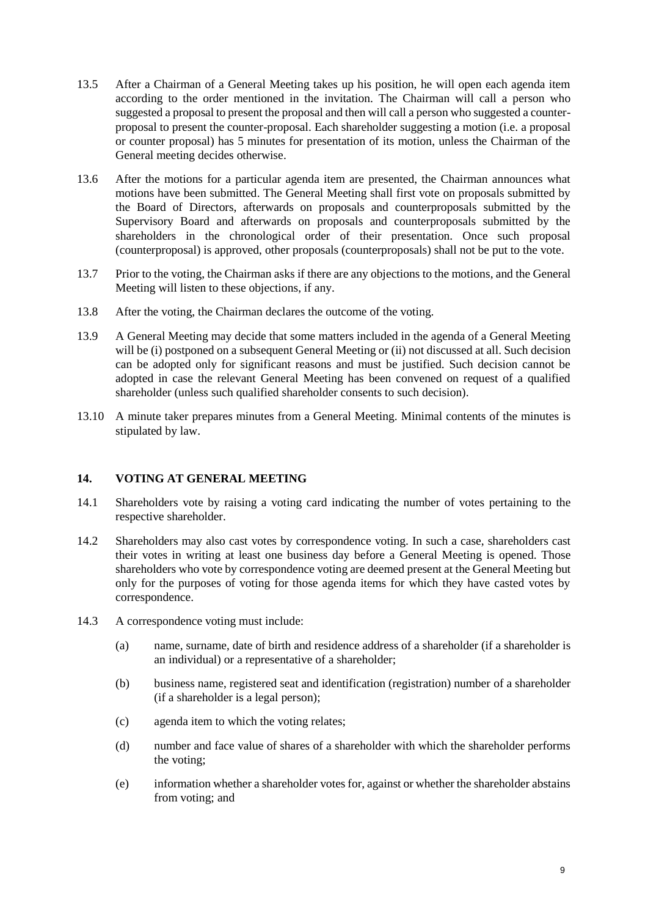13.5 After a Chairman of a General Meeting takes up his position, he will open each agenda item according to the order mentioned in the invitation. The Chairman will call a person who suggested a proposal to present the proposal and then will call a person who suggested a counter-proposal to present the counter-proposal. Each shareholder suggesting a motion (i.e. a proposal or counter proposal) has 5 minutes for presentation of its motion, unless the Chairman of the General meeting decides otherwise.

13.6 After the motions for a particular agenda item are presented, the Chairman announces what motions have been submitted. The General Meeting shall first vote on proposals submitted by the Board of Directors, afterwards on proposals and counterproposals submitted by the Supervisory Board and afterwards on proposals and counterproposals submitted by the shareholders in the chronological order of their presentation. Once such proposal (counterproposal) is approved, other proposals (counterproposals) shall not be put to the vote.

13.7 Prior to the voting, the Chairman asks if there are any objections to the motions, and the General Meeting will listen to these objections, if any.

13.8 After the voting, the Chairman declares the outcome of the voting.

13.9 A General Meeting may decide that some matters included in the agenda of a General Meeting will be (i) postponed on a subsequent General Meeting or (ii) not discussed at all. Such decision can be adopted only for significant reasons and must be justified. Such decision cannot be adopted in case the relevant General Meeting has been convened on request of a qualified shareholder (unless such qualified shareholder consents to such decision).

13.10 A minute taker prepares minutes from a General Meeting. Minimal contents of the minutes is stipulated by law.

## 14. VOTING AT GENERAL MEETING

14.1 Shareholders vote by raising a voting card indicating the number of votes pertaining to the respective shareholder.

14.2 Shareholders may also cast votes by correspondence voting. In such a case, shareholders cast their votes in writing at least one business day before a General Meeting is opened. Those shareholders who vote by correspondence voting are deemed present at the General Meeting but only for the purposes of voting for those agenda items for which they have casted votes by correspondence.

14.3 A correspondence voting must include:

(a) name, surname, date of birth and residence address of a shareholder (if a shareholder is an individual) or a representative of a shareholder;

(b) business name, registered seat and identification (registration) number of a shareholder (if a shareholder is a legal person);

(c) agenda item to which the voting relates;

(d) number and face value of shares of a shareholder with which the shareholder performs the voting;

(e) information whether a shareholder votes for, against or whether the shareholder abstains from voting; and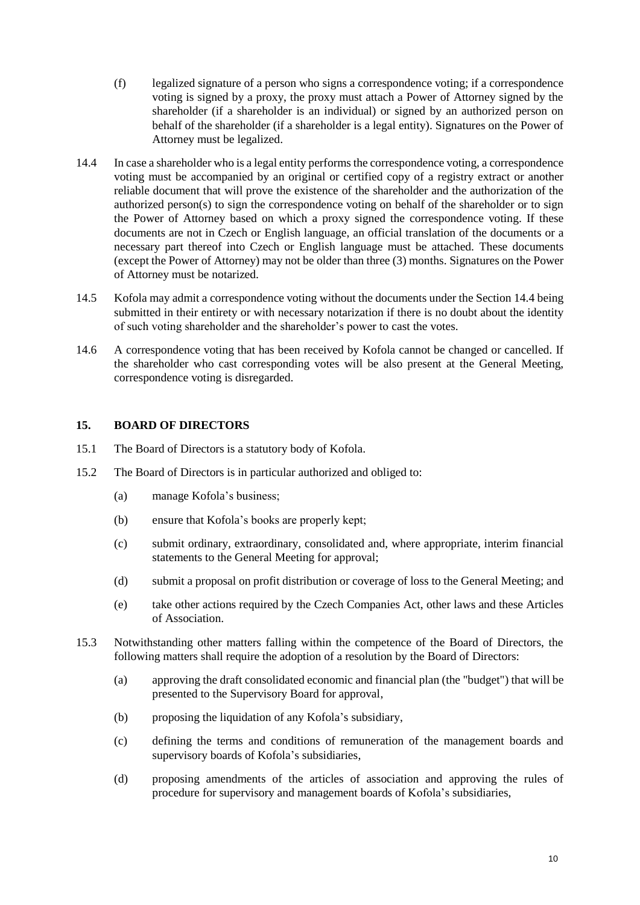(f) legalized signature of a person who signs a correspondence voting; if a correspondence voting is signed by a proxy, the proxy must attach a Power of Attorney signed by the shareholder (if a shareholder is an individual) or signed by an authorized person on behalf of the shareholder (if a shareholder is a legal entity). Signatures on the Power of Attorney must be legalized.

14.4 In case a shareholder who is a legal entity performs the correspondence voting, a correspondence voting must be accompanied by an original or certified copy of a registry extract or another reliable document that will prove the existence of the shareholder and the authorization of the authorized person(s) to sign the correspondence voting on behalf of the shareholder or to sign the Power of Attorney based on which a proxy signed the correspondence voting. If these documents are not in Czech or English language, an official translation of the documents or a necessary part thereof into Czech or English language must be attached. These documents (except the Power of Attorney) may not be older than three (3) months. Signatures on the Power of Attorney must be notarized.

14.5 Kofola may admit a correspondence voting without the documents under the Section 14.4 being submitted in their entirety or with necessary notarization if there is no doubt about the identity of such voting shareholder and the shareholder's power to cast the votes.

14.6 A correspondence voting that has been received by Kofola cannot be changed or cancelled. If the shareholder who cast corresponding votes will be also present at the General Meeting, correspondence voting is disregarded.

## 15. BOARD OF DIRECTORS

15.1 The Board of Directors is a statutory body of Kofola.

15.2 The Board of Directors is in particular authorized and obliged to:

(a) manage Kofola's business;

(b) ensure that Kofola's books are properly kept;

(c) submit ordinary, extraordinary, consolidated and, where appropriate, interim financial statements to the General Meeting for approval;

(d) submit a proposal on profit distribution or coverage of loss to the General Meeting; and

(e) take other actions required by the Czech Companies Act, other laws and these Articles of Association.

15.3 Notwithstanding other matters falling within the competence of the Board of Directors, the following matters shall require the adoption of a resolution by the Board of Directors:

(a) approving the draft consolidated economic and financial plan (the "budget") that will be presented to the Supervisory Board for approval,

(b) proposing the liquidation of any Kofola's subsidiary,

(c) defining the terms and conditions of remuneration of the management boards and supervisory boards of Kofola's subsidiaries,

(d) proposing amendments of the articles of association and approving the rules of procedure for supervisory and management boards of Kofola's subsidiaries,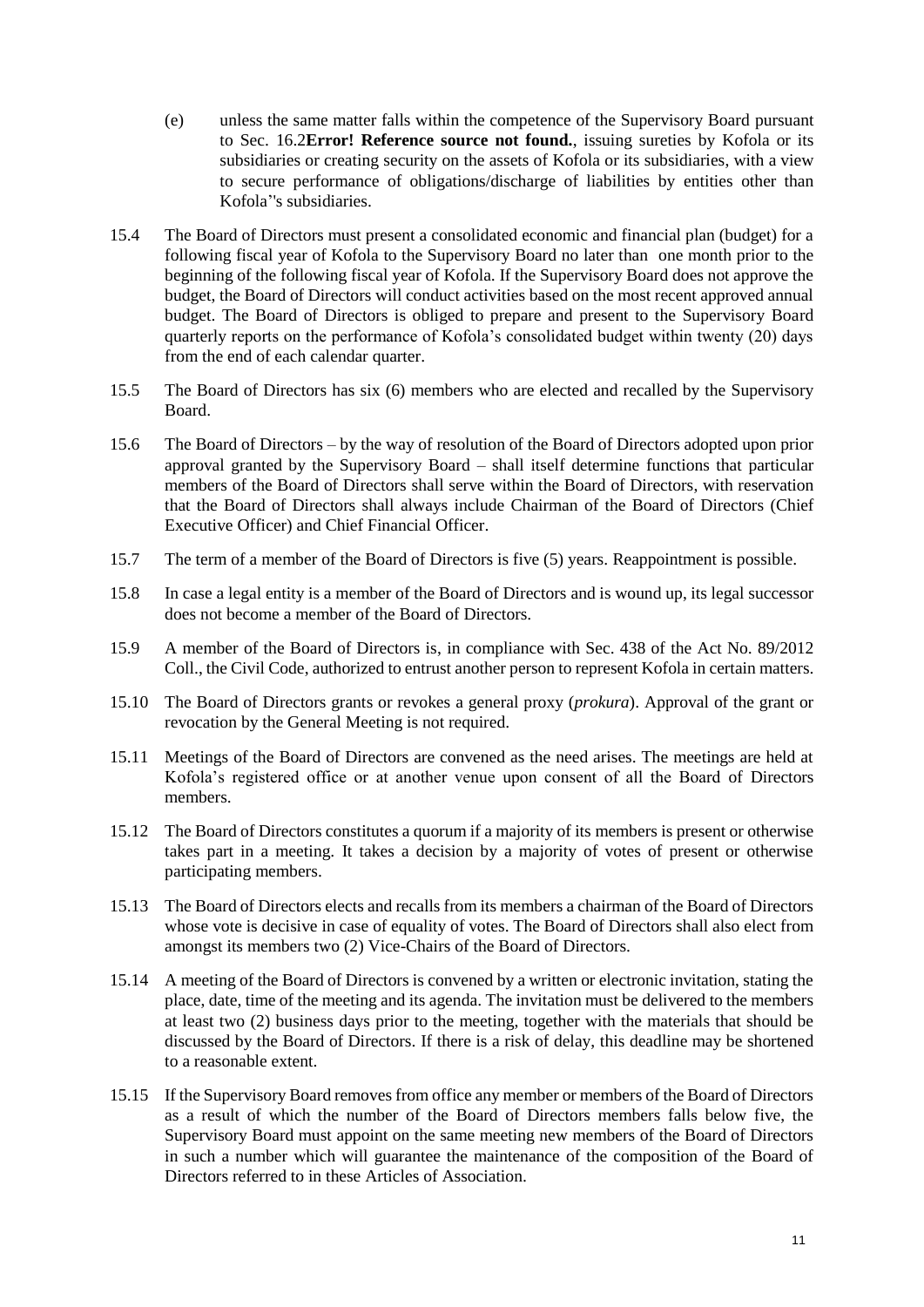(e) unless the same matter falls within the competence of the Supervisory Board pursuant to Sec. 16.2**Error! Reference source not found.**, issuing sureties by Kofola or its subsidiaries or creating security on the assets of Kofola or its subsidiaries, with a view to secure performance of obligations/discharge of liabilities by entities other than Kofola''s subsidiaries.

15.4 The Board of Directors must present a consolidated economic and financial plan (budget) for a following fiscal year of Kofola to the Supervisory Board no later than one month prior to the beginning of the following fiscal year of Kofola. If the Supervisory Board does not approve the budget, the Board of Directors will conduct activities based on the most recent approved annual budget. The Board of Directors is obliged to prepare and present to the Supervisory Board quarterly reports on the performance of Kofola's consolidated budget within twenty (20) days from the end of each calendar quarter.

15.5 The Board of Directors has six (6) members who are elected and recalled by the Supervisory Board.

15.6 The Board of Directors – by the way of resolution of the Board of Directors adopted upon prior approval granted by the Supervisory Board – shall itself determine functions that particular members of the Board of Directors shall serve within the Board of Directors, with reservation that the Board of Directors shall always include Chairman of the Board of Directors (Chief Executive Officer) and Chief Financial Officer.

15.7 The term of a member of the Board of Directors is five (5) years. Reappointment is possible.

15.8 In case a legal entity is a member of the Board of Directors and is wound up, its legal successor does not become a member of the Board of Directors.

15.9 A member of the Board of Directors is, in compliance with Sec. 438 of the Act No. 89/2012 Coll., the Civil Code, authorized to entrust another person to represent Kofola in certain matters.

15.10 The Board of Directors grants or revokes a general proxy (*prokura*). Approval of the grant or revocation by the General Meeting is not required.

15.11 Meetings of the Board of Directors are convened as the need arises. The meetings are held at Kofola's registered office or at another venue upon consent of all the Board of Directors members.

15.12 The Board of Directors constitutes a quorum if a majority of its members is present or otherwise takes part in a meeting. It takes a decision by a majority of votes of present or otherwise participating members.

15.13 The Board of Directors elects and recalls from its members a chairman of the Board of Directors whose vote is decisive in case of equality of votes. The Board of Directors shall also elect from amongst its members two (2) Vice-Chairs of the Board of Directors.

15.14 A meeting of the Board of Directors is convened by a written or electronic invitation, stating the place, date, time of the meeting and its agenda. The invitation must be delivered to the members at least two (2) business days prior to the meeting, together with the materials that should be discussed by the Board of Directors. If there is a risk of delay, this deadline may be shortened to a reasonable extent.

15.15 If the Supervisory Board removes from office any member or members of the Board of Directors as a result of which the number of the Board of Directors members falls below five, the Supervisory Board must appoint on the same meeting new members of the Board of Directors in such a number which will guarantee the maintenance of the composition of the Board of Directors referred to in these Articles of Association.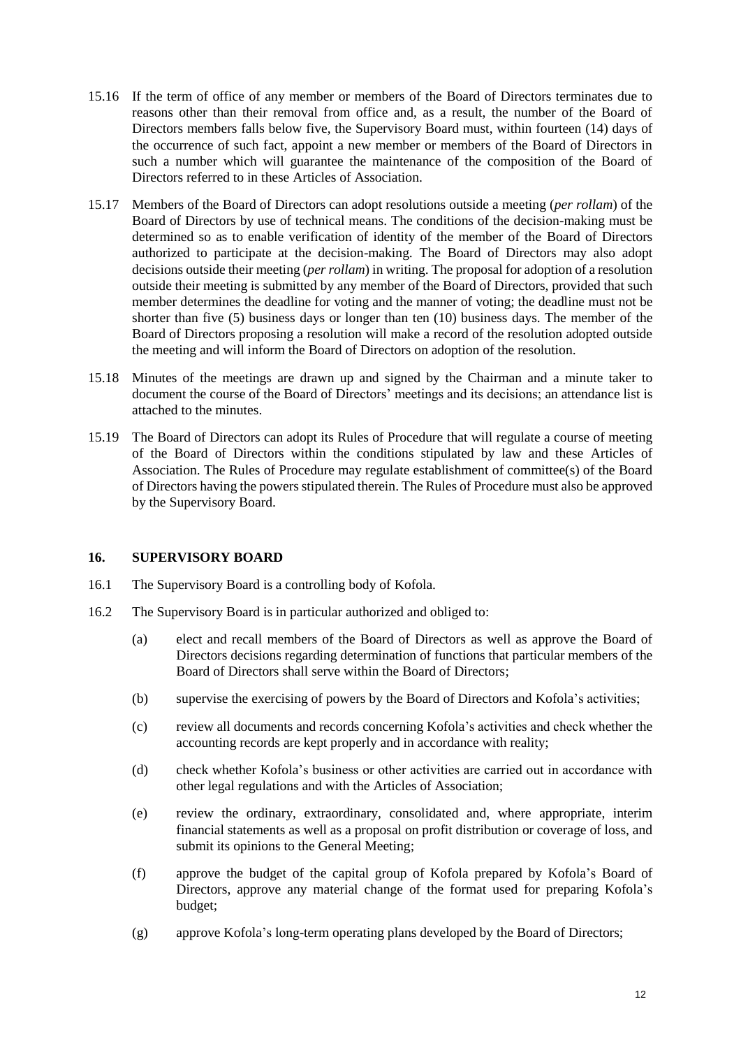15.16 If the term of office of any member or members of the Board of Directors terminates due to reasons other than their removal from office and, as a result, the number of the Board of Directors members falls below five, the Supervisory Board must, within fourteen (14) days of the occurrence of such fact, appoint a new member or members of the Board of Directors in such a number which will guarantee the maintenance of the composition of the Board of Directors referred to in these Articles of Association.

15.17 Members of the Board of Directors can adopt resolutions outside a meeting (*per rollam*) of the Board of Directors by use of technical means. The conditions of the decision-making must be determined so as to enable verification of identity of the member of the Board of Directors authorized to participate at the decision-making. The Board of Directors may also adopt decisions outside their meeting (*per rollam*) in writing. The proposal for adoption of a resolution outside their meeting is submitted by any member of the Board of Directors, provided that such member determines the deadline for voting and the manner of voting; the deadline must not be shorter than five (5) business days or longer than ten (10) business days. The member of the Board of Directors proposing a resolution will make a record of the resolution adopted outside the meeting and will inform the Board of Directors on adoption of the resolution.

15.18 Minutes of the meetings are drawn up and signed by the Chairman and a minute taker to document the course of the Board of Directors' meetings and its decisions; an attendance list is attached to the minutes.

15.19 The Board of Directors can adopt its Rules of Procedure that will regulate a course of meeting of the Board of Directors within the conditions stipulated by law and these Articles of Association. The Rules of Procedure may regulate establishment of committee(s) of the Board of Directors having the powers stipulated therein. The Rules of Procedure must also be approved by the Supervisory Board.

## 16. SUPERVISORY BOARD

16.1 The Supervisory Board is a controlling body of Kofola.

16.2 The Supervisory Board is in particular authorized and obliged to:

(a) elect and recall members of the Board of Directors as well as approve the Board of Directors decisions regarding determination of functions that particular members of the Board of Directors shall serve within the Board of Directors;

(b) supervise the exercising of powers by the Board of Directors and Kofola's activities;

(c) review all documents and records concerning Kofola's activities and check whether the accounting records are kept properly and in accordance with reality;

(d) check whether Kofola's business or other activities are carried out in accordance with other legal regulations and with the Articles of Association;

(e) review the ordinary, extraordinary, consolidated and, where appropriate, interim financial statements as well as a proposal on profit distribution or coverage of loss, and submit its opinions to the General Meeting;

(f) approve the budget of the capital group of Kofola prepared by Kofola's Board of Directors, approve any material change of the format used for preparing Kofola's budget;

(g) approve Kofola's long-term operating plans developed by the Board of Directors;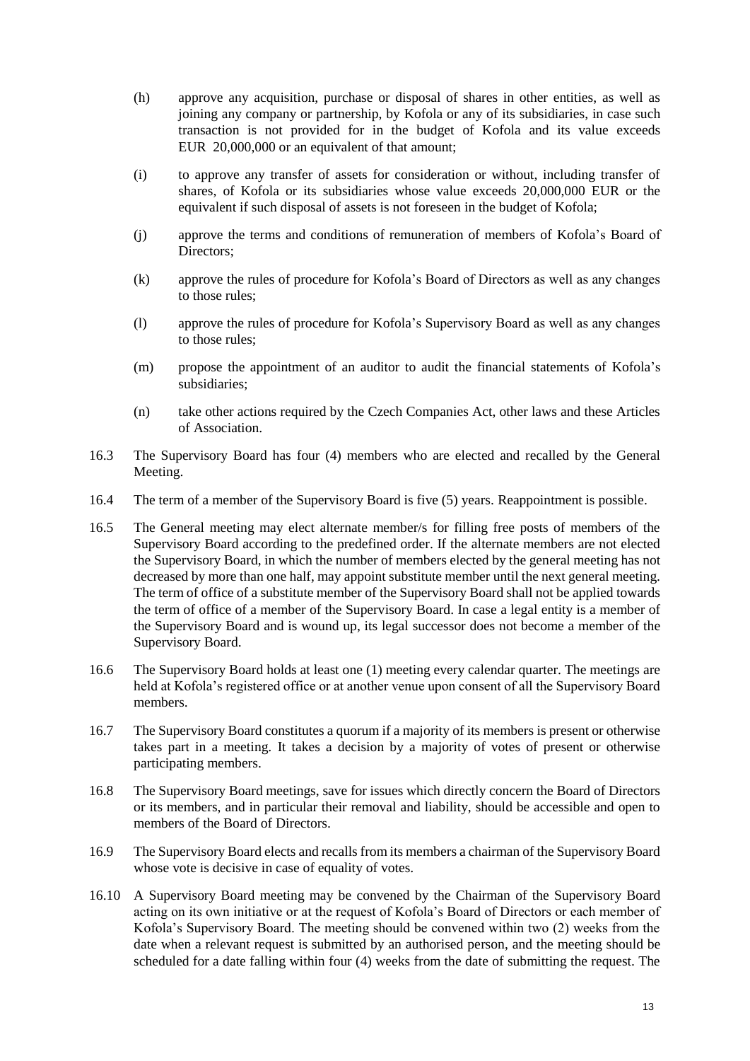(h) approve any acquisition, purchase or disposal of shares in other entities, as well as joining any company or partnership, by Kofola or any of its subsidiaries, in case such transaction is not provided for in the budget of Kofola and its value exceeds EUR 20,000,000 or an equivalent of that amount;

(i) to approve any transfer of assets for consideration or without, including transfer of shares, of Kofola or its subsidiaries whose value exceeds 20,000,000 EUR or the equivalent if such disposal of assets is not foreseen in the budget of Kofola;

(j) approve the terms and conditions of remuneration of members of Kofola's Board of Directors;

(k) approve the rules of procedure for Kofola's Board of Directors as well as any changes to those rules;

(l) approve the rules of procedure for Kofola's Supervisory Board as well as any changes to those rules;

(m) propose the appointment of an auditor to audit the financial statements of Kofola's subsidiaries;

(n) take other actions required by the Czech Companies Act, other laws and these Articles of Association.

16.3 The Supervisory Board has four (4) members who are elected and recalled by the General Meeting.

16.4 The term of a member of the Supervisory Board is five (5) years. Reappointment is possible.

16.5 The General meeting may elect alternate member/s for filling free posts of members of the Supervisory Board according to the predefined order. If the alternate members are not elected the Supervisory Board, in which the number of members elected by the general meeting has not decreased by more than one half, may appoint substitute member until the next general meeting. The term of office of a substitute member of the Supervisory Board shall not be applied towards the term of office of a member of the Supervisory Board. In case a legal entity is a member of the Supervisory Board and is wound up, its legal successor does not become a member of the Supervisory Board.

16.6 The Supervisory Board holds at least one (1) meeting every calendar quarter. The meetings are held at Kofola's registered office or at another venue upon consent of all the Supervisory Board members.

16.7 The Supervisory Board constitutes a quorum if a majority of its members is present or otherwise takes part in a meeting. It takes a decision by a majority of votes of present or otherwise participating members.

16.8 The Supervisory Board meetings, save for issues which directly concern the Board of Directors or its members, and in particular their removal and liability, should be accessible and open to members of the Board of Directors.

16.9 The Supervisory Board elects and recalls from its members a chairman of the Supervisory Board whose vote is decisive in case of equality of votes.

16.10 A Supervisory Board meeting may be convened by the Chairman of the Supervisory Board acting on its own initiative or at the request of Kofola's Board of Directors or each member of Kofola's Supervisory Board. The meeting should be convened within two (2) weeks from the date when a relevant request is submitted by an authorised person, and the meeting should be scheduled for a date falling within four (4) weeks from the date of submitting the request. The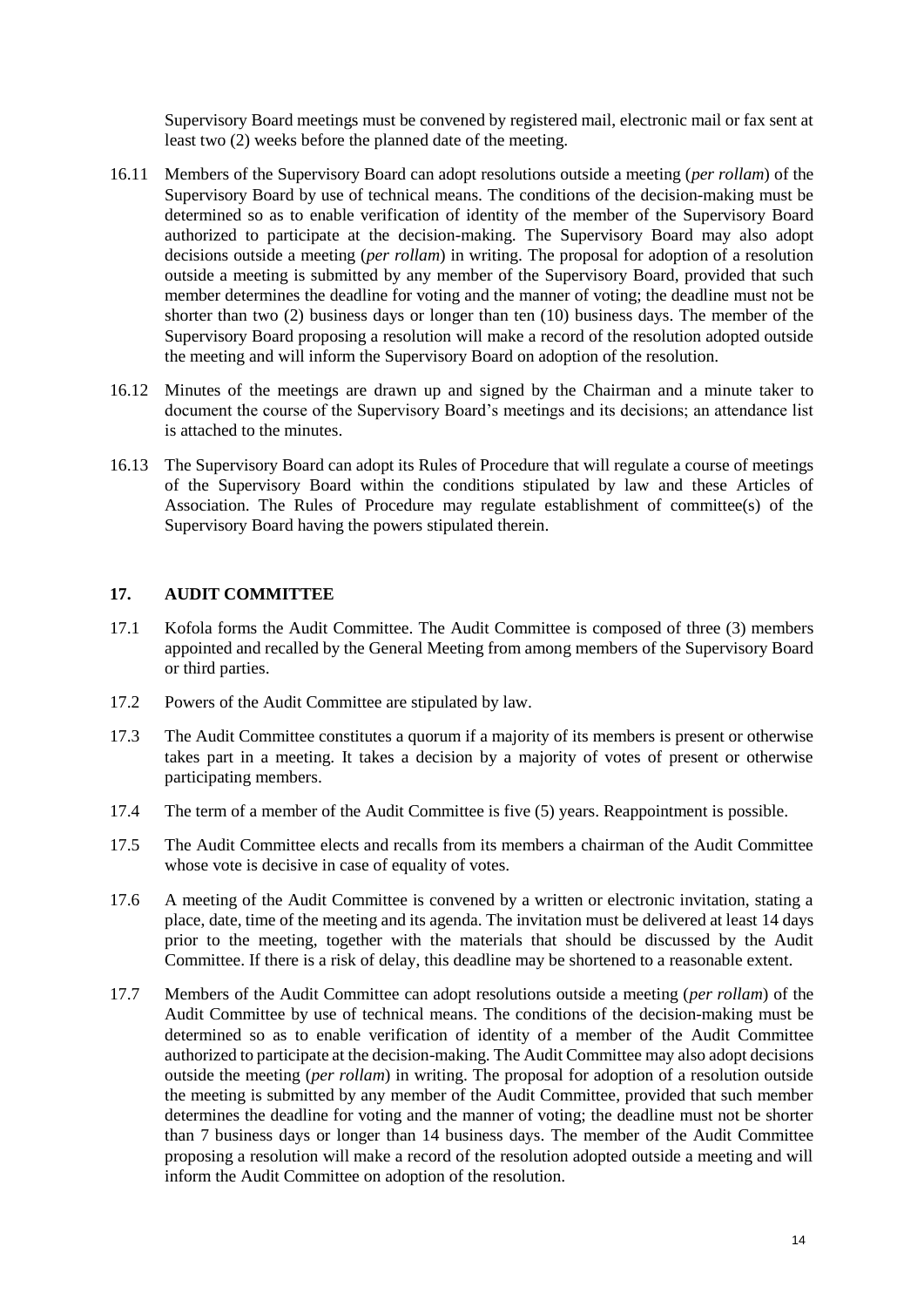Supervisory Board meetings must be convened by registered mail, electronic mail or fax sent at least two (2) weeks before the planned date of the meeting.

16.11 Members of the Supervisory Board can adopt resolutions outside a meeting (*per rollam*) of the Supervisory Board by use of technical means. The conditions of the decision-making must be determined so as to enable verification of identity of the member of the Supervisory Board authorized to participate at the decision-making. The Supervisory Board may also adopt decisions outside a meeting (*per rollam*) in writing. The proposal for adoption of a resolution outside a meeting is submitted by any member of the Supervisory Board, provided that such member determines the deadline for voting and the manner of voting; the deadline must not be shorter than two (2) business days or longer than ten (10) business days. The member of the Supervisory Board proposing a resolution will make a record of the resolution adopted outside the meeting and will inform the Supervisory Board on adoption of the resolution.

16.12 Minutes of the meetings are drawn up and signed by the Chairman and a minute taker to document the course of the Supervisory Board's meetings and its decisions; an attendance list is attached to the minutes.

16.13 The Supervisory Board can adopt its Rules of Procedure that will regulate a course of meetings of the Supervisory Board within the conditions stipulated by law and these Articles of Association. The Rules of Procedure may regulate establishment of committee(s) of the Supervisory Board having the powers stipulated therein.

## 17. AUDIT COMMITTEE

17.1 Kofola forms the Audit Committee. The Audit Committee is composed of three (3) members appointed and recalled by the General Meeting from among members of the Supervisory Board or third parties.

17.2 Powers of the Audit Committee are stipulated by law.

17.3 The Audit Committee constitutes a quorum if a majority of its members is present or otherwise takes part in a meeting. It takes a decision by a majority of votes of present or otherwise participating members.

17.4 The term of a member of the Audit Committee is five (5) years. Reappointment is possible.

17.5 The Audit Committee elects and recalls from its members a chairman of the Audit Committee whose vote is decisive in case of equality of votes.

17.6 A meeting of the Audit Committee is convened by a written or electronic invitation, stating a place, date, time of the meeting and its agenda. The invitation must be delivered at least 14 days prior to the meeting, together with the materials that should be discussed by the Audit Committee. If there is a risk of delay, this deadline may be shortened to a reasonable extent.

17.7 Members of the Audit Committee can adopt resolutions outside a meeting (*per rollam*) of the Audit Committee by use of technical means. The conditions of the decision-making must be determined so as to enable verification of identity of a member of the Audit Committee authorized to participate at the decision-making. The Audit Committee may also adopt decisions outside the meeting (*per rollam*) in writing. The proposal for adoption of a resolution outside the meeting is submitted by any member of the Audit Committee, provided that such member determines the deadline for voting and the manner of voting; the deadline must not be shorter than 7 business days or longer than 14 business days. The member of the Audit Committee proposing a resolution will make a record of the resolution adopted outside a meeting and will inform the Audit Committee on adoption of the resolution.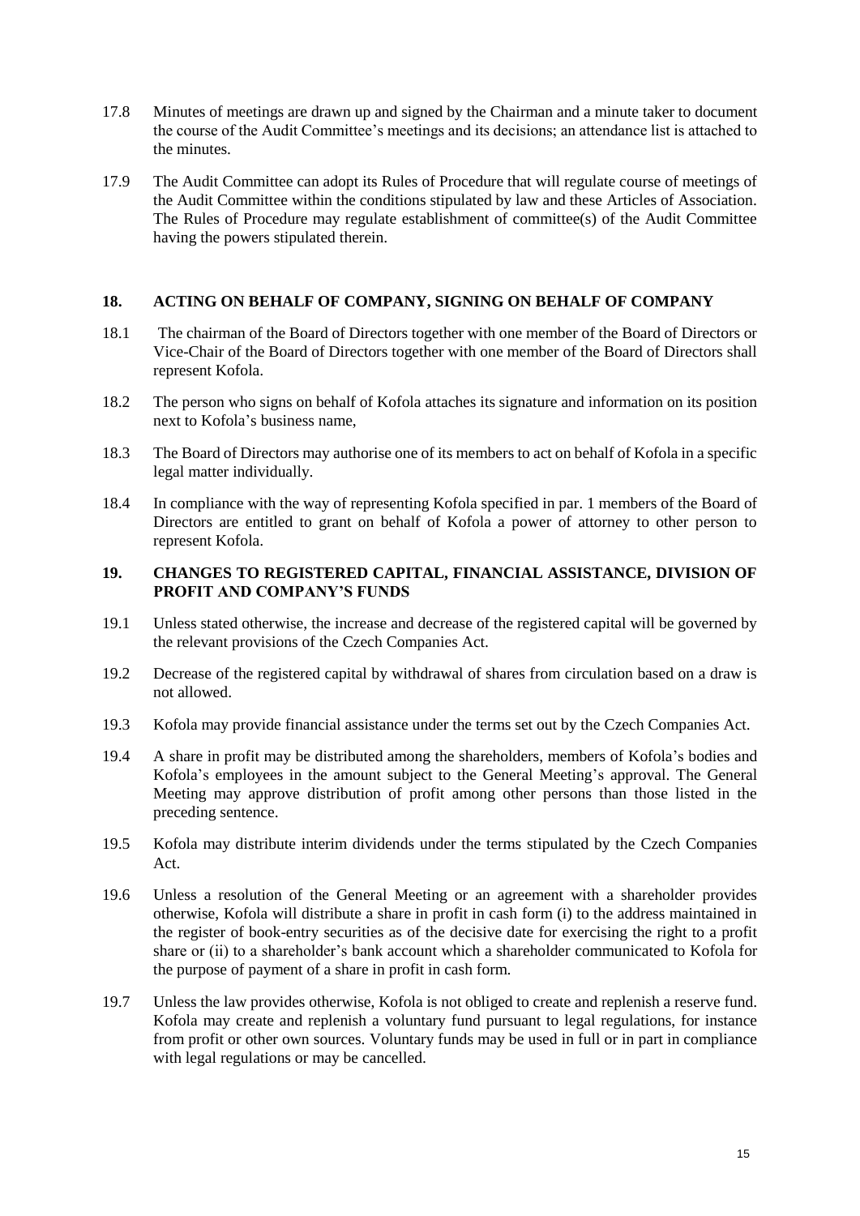17.8 Minutes of meetings are drawn up and signed by the Chairman and a minute taker to document the course of the Audit Committee's meetings and its decisions; an attendance list is attached to the minutes.

17.9 The Audit Committee can adopt its Rules of Procedure that will regulate course of meetings of the Audit Committee within the conditions stipulated by law and these Articles of Association. The Rules of Procedure may regulate establishment of committee(s) of the Audit Committee having the powers stipulated therein.

## 18. ACTING ON BEHALF OF COMPANY, SIGNING ON BEHALF OF COMPANY

18.1 The chairman of the Board of Directors together with one member of the Board of Directors or Vice-Chair of the Board of Directors together with one member of the Board of Directors shall represent Kofola.

18.2 The person who signs on behalf of Kofola attaches its signature and information on its position next to Kofola's business name,

18.3 The Board of Directors may authorise one of its members to act on behalf of Kofola in a specific legal matter individually.

18.4 In compliance with the way of representing Kofola specified in par. 1 members of the Board of Directors are entitled to grant on behalf of Kofola a power of attorney to other person to represent Kofola.

## 19. CHANGES TO REGISTERED CAPITAL, FINANCIAL ASSISTANCE, DIVISION OF PROFIT AND COMPANY'S FUNDS

19.1 Unless stated otherwise, the increase and decrease of the registered capital will be governed by the relevant provisions of the Czech Companies Act.

19.2 Decrease of the registered capital by withdrawal of shares from circulation based on a draw is not allowed.

19.3 Kofola may provide financial assistance under the terms set out by the Czech Companies Act.

19.4 A share in profit may be distributed among the shareholders, members of Kofola's bodies and Kofola's employees in the amount subject to the General Meeting's approval. The General Meeting may approve distribution of profit among other persons than those listed in the preceding sentence.

19.5 Kofola may distribute interim dividends under the terms stipulated by the Czech Companies Act.

19.6 Unless a resolution of the General Meeting or an agreement with a shareholder provides otherwise, Kofola will distribute a share in profit in cash form (i) to the address maintained in the register of book-entry securities as of the decisive date for exercising the right to a profit share or (ii) to a shareholder's bank account which a shareholder communicated to Kofola for the purpose of payment of a share in profit in cash form.

19.7 Unless the law provides otherwise, Kofola is not obliged to create and replenish a reserve fund. Kofola may create and replenish a voluntary fund pursuant to legal regulations, for instance from profit or other own sources. Voluntary funds may be used in full or in part in compliance with legal regulations or may be cancelled.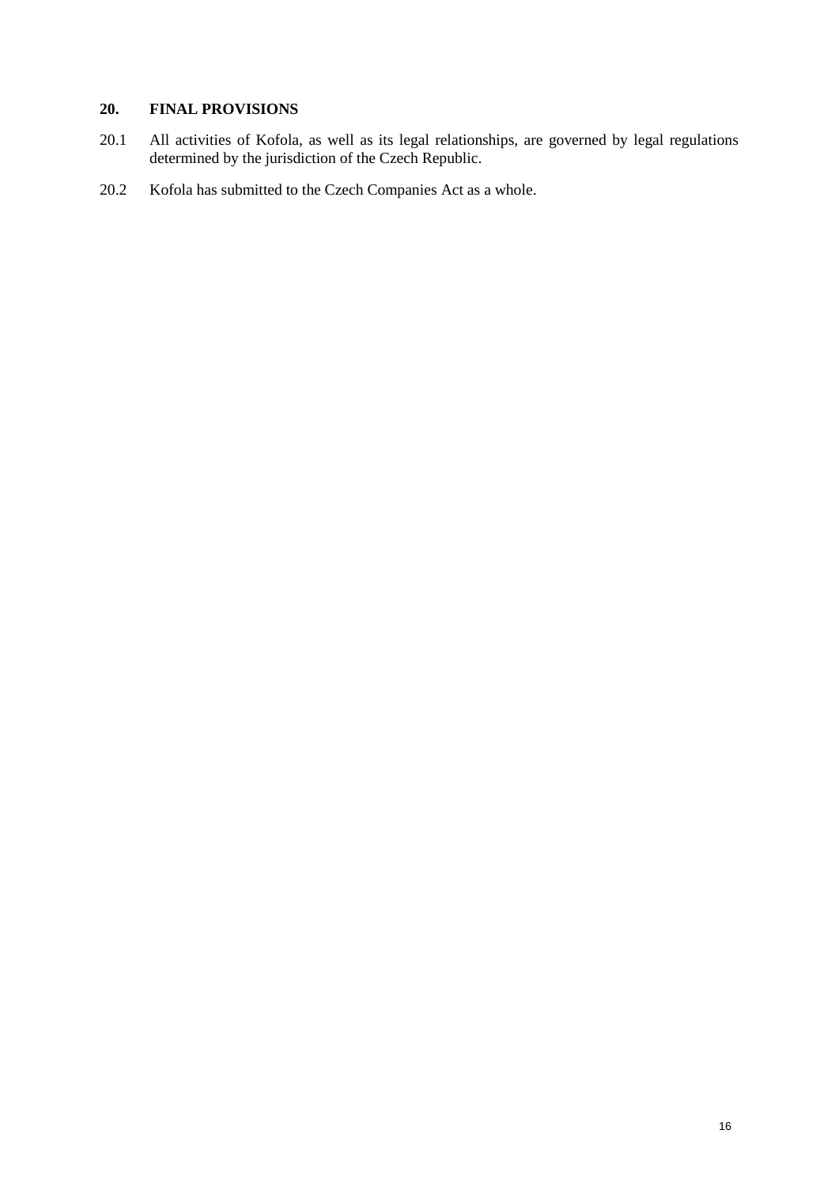## 20. FINAL PROVISIONS

20.1 All activities of Kofola, as well as its legal relationships, are governed by legal regulations determined by the jurisdiction of the Czech Republic.

20.2 Kofola has submitted to the Czech Companies Act as a whole.